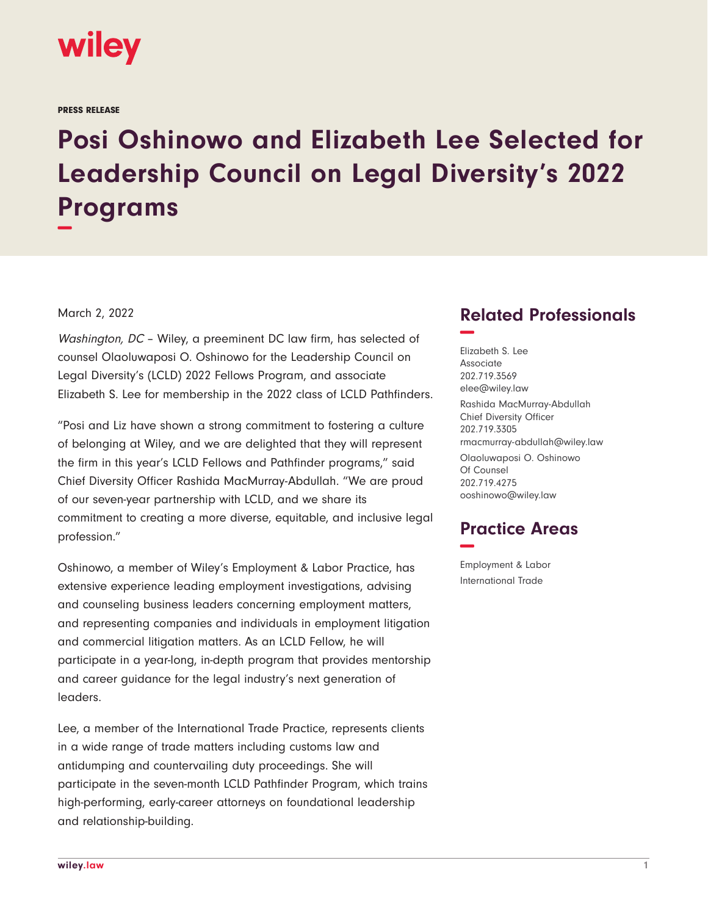PRESS RELEASE

# Posi Oshinowo and Elizabeth Lee Selected for Leadership Council on Legal Diversity's 2022 Programs

March 2, 2022

*Washington, DC* – Wiley, a preeminent DC law firm, has selected of counsel Olaoluwaposi O. Oshinowo for the Leadership Council on Legal Diversity's (LCLD) 2022 Fellows Program, and associate Elizabeth S. Lee for membership in the 2022 class of LCLD Pathfinders.

"Posi and Liz have shown a strong commitment to fostering a culture of belonging at Wiley, and we are delighted that they will represent the firm in this year's LCLD Fellows and Pathfinder programs," said Chief Diversity Officer Rashida MacMurray-Abdullah. "We are proud of our seven-year partnership with LCLD, and we share its commitment to creating a more diverse, equitable, and inclusive legal profession."

Oshinowo, a member of Wiley's Employment & Labor Practice, has extensive experience leading employment investigations, advising and counseling business leaders concerning employment matters, and representing companies and individuals in employment litigation and commercial litigation matters. As an LCLD Fellow, he will participate in a year-long, in-depth program that provides mentorship and career guidance for the legal industry's next generation of leaders.

Lee, a member of the International Trade Practice, represents clients in a wide range of trade matters including customs law and antidumping and countervailing duty proceedings. She will participate in the seven-month LCLD Pathfinder Program, which trains high-performing, early-career attorneys on foundational leadership and relationship-building.

## Related Professionals

Elizabeth S. Lee
Associate
202.719.3569
elee@wiley.law

Rashida MacMurray-Abdullah
Chief Diversity Officer
202.719.3305
rmacmurray-abdullah@wiley.law

Olaoluwaposi O. Oshinowo
Of Counsel
202.719.4275
ooshinowo@wiley.law

## Practice Areas

Employment & Labor

International Trade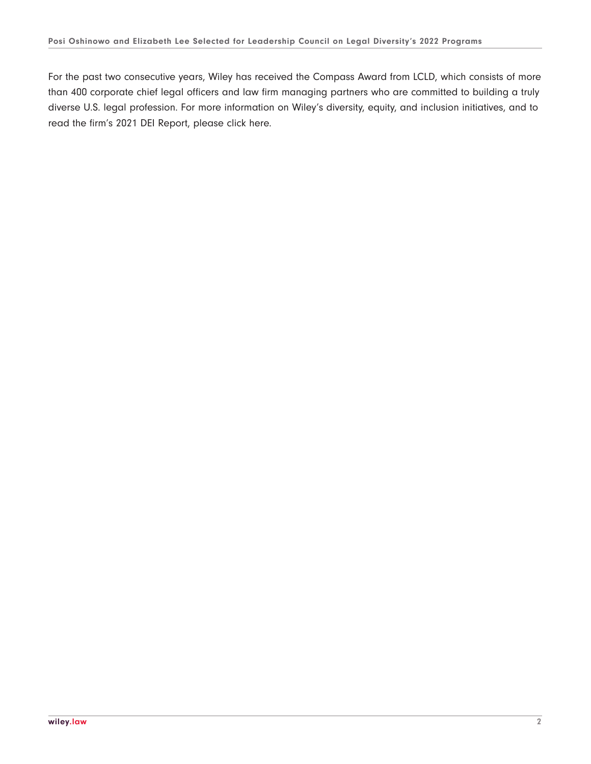For the past two consecutive years, Wiley has received the Compass Award from LCLD, which consists of more than 400 corporate chief legal officers and law firm managing partners who are committed to building a truly diverse U.S. legal profession. For more information on Wiley's diversity, equity, and inclusion initiatives, and to read the firm's 2021 DEI Report, please click here.